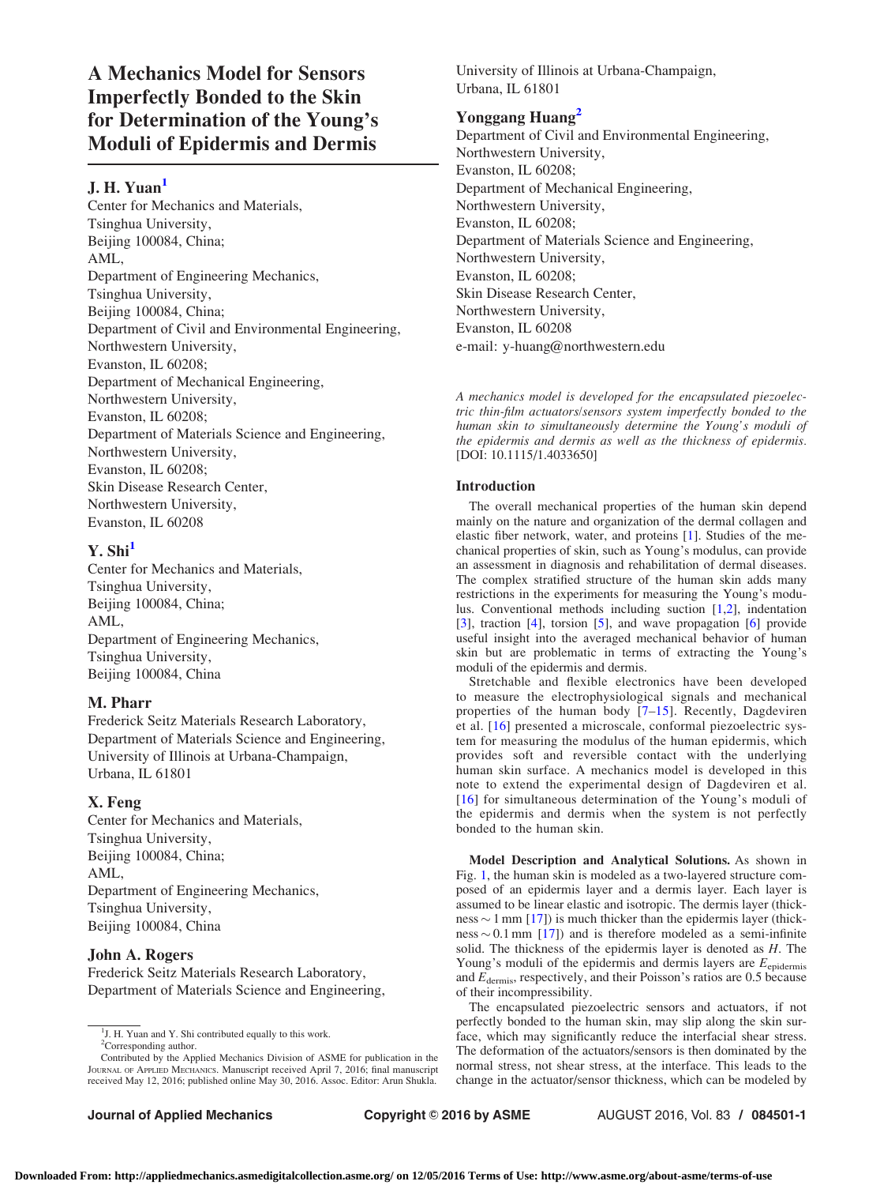# A Mechanics Model for Sensors Imperfectly Bonded to the Skin for Determination of the Young's Moduli of Epidermis and Dermis

## J. H. Yuan[1]

Center for Mechanics and Materials,
Tsinghua University,
Beijing 100084, China;
AML,
Department of Engineering Mechanics,
Tsinghua University,
Beijing 100084, China;
Department of Civil and Environmental Engineering,
Northwestern University,
Evanston, IL 60208;
Department of Mechanical Engineering,
Northwestern University,
Evanston, IL 60208;
Department of Materials Science and Engineering,
Northwestern University,
Evanston, IL 60208;
Skin Disease Research Center,
Northwestern University,
Evanston, IL 60208

## Y. Shi[1]

Center for Mechanics and Materials,
Tsinghua University,
Beijing 100084, China;
AML,
Department of Engineering Mechanics,
Tsinghua University,
Beijing 100084, China

## M. Pharr

Frederick Seitz Materials Research Laboratory,
Department of Materials Science and Engineering,
University of Illinois at Urbana-Champaign,
Urbana, IL 61801

## X. Feng

Center for Mechanics and Materials,
Tsinghua University,
Beijing 100084, China;
AML,
Department of Engineering Mechanics,
Tsinghua University,
Beijing 100084, China

## John A. Rogers

Frederick Seitz Materials Research Laboratory,
Department of Materials Science and Engineering,
University of Illinois at Urbana-Champaign,
Urbana, IL 61801

## Yonggang Huang[2]

Department of Civil and Environmental Engineering,
Northwestern University,
Evanston, IL 60208;
Department of Mechanical Engineering,
Northwestern University,
Evanston, IL 60208;
Department of Materials Science and Engineering,
Northwestern University,
Evanston, IL 60208;
Skin Disease Research Center,
Northwestern University,
Evanston, IL 60208
e-mail: y-huang@northwestern.edu

*A mechanics model is developed for the encapsulated piezoelectric thin-film actuators/sensors system imperfectly bonded to the human skin to simultaneously determine the Young's moduli of the epidermis and dermis as well as the thickness of epidermis.* [DOI: 10.1115/1.4033650]

## Introduction

The overall mechanical properties of the human skin depend mainly on the nature and organization of the dermal collagen and elastic fiber network, water, and proteins [1]. Studies of the mechanical properties of skin, such as Young's modulus, can provide an assessment in diagnosis and rehabilitation of dermal diseases. The complex stratified structure of the human skin adds many restrictions in the experiments for measuring the Young's modulus. Conventional methods including suction [1,2], indentation [3], traction [4], torsion [5], and wave propagation [6] provide useful insight into the averaged mechanical behavior of human skin but are problematic in terms of extracting the Young's moduli of the epidermis and dermis.

Stretchable and flexible electronics have been developed to measure the electrophysiological signals and mechanical properties of the human body [7–15]. Recently, Dagdeviren et al. [16] presented a microscale, conformal piezoelectric system for measuring the modulus of the human epidermis, which provides soft and reversible contact with the underlying human skin surface. A mechanics model is developed in this note to extend the experimental design of Dagdeviren et al. [16] for simultaneous determination of the Young's moduli of the epidermis and dermis when the system is not perfectly bonded to the human skin.

**Model Description and Analytical Solutions.** As shown in Fig. 1, the human skin is modeled as a two-layered structure composed of an epidermis layer and a dermis layer. Each layer is assumed to be linear elastic and isotropic. The dermis layer (thickness ~ 1 mm [17]) is much thicker than the epidermis layer (thickness ~ 0.1 mm [17]) and is therefore modeled as a semi-infinite solid. The thickness of the epidermis layer is denoted as $H$. The Young's moduli of the epidermis and dermis layers are $E_{\text{epidermis}}$ and $E_{\text{dermis}}$, respectively, and their Poisson's ratios are 0.5 because of their incompressibility.

The encapsulated piezoelectric sensors and actuators, if not perfectly bonded to the human skin, may slip along the skin surface, which may significantly reduce the interfacial shear stress. The deformation of the actuators/sensors is then dominated by the normal stress, not shear stress, at the interface. This leads to the change in the actuator/sensor thickness, which can be modeled by

[1] J. H. Yuan and Y. Shi contributed equally to this work.
[2] Corresponding author.
Contributed by the Applied Mechanics Division of ASME for publication in the JOURNAL OF APPLIED MECHANICS. Manuscript received April 7, 2016; final manuscript received May 12, 2016; published online May 30, 2016. Assoc. Editor: Arun Shukla.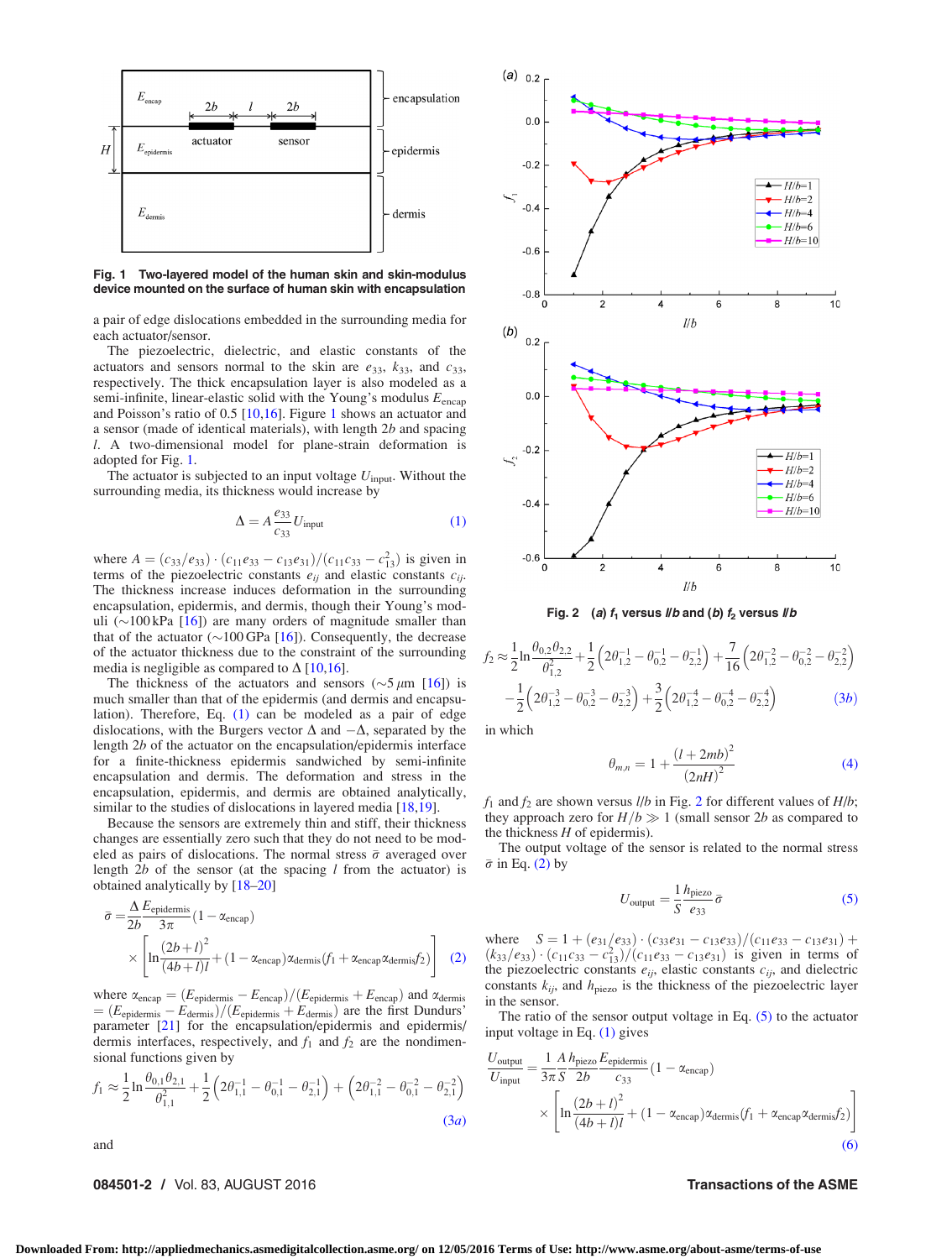**Fig. 1 Two-layered model of the human skin and skin-modulus device mounted on the surface of human skin with encapsulation**

a pair of edge dislocations embedded in the surrounding media for each actuator/sensor.

The piezoelectric, dielectric, and elastic constants of the actuators and sensors normal to the skin are $e_{33}$, $k_{33}$, and $c_{33}$, respectively. The thick encapsulation layer is also modeled as a semi-infinite, linear-elastic solid with the Young's modulus $E_{\text{encap}}$ and Poisson's ratio of 0.5 [10,16]. Figure 1 shows an actuator and a sensor (made of identical materials), with length $2b$ and spacing $l$. A two-dimensional model for plane-strain deformation is adopted for Fig. 1.

The actuator is subjected to an input voltage $U_{\text{input}}$. Without the surrounding media, its thickness would increase by

$$\Delta = A\frac{e_{33}}{c_{33}}U_{\text{input}} \tag{1}$$

where $A = (c_{33}/e_{33}) \cdot (c_{11}e_{33} - c_{13}e_{31})/(c_{11}c_{33} - c_{13}^2)$ is given in terms of the piezoelectric constants $e_{ij}$ and elastic constants $c_{ij}$. The thickness increase induces deformation in the surrounding encapsulation, epidermis, and dermis, though their Young's moduli (~100 kPa [16]) are many orders of magnitude smaller than that of the actuator (~100 GPa [16]). Consequently, the decrease of the actuator thickness due to the constraint of the surrounding media is negligible as compared to $\Delta$ [10,16].

The thickness of the actuators and sensors (~5 $\mu$m [16]) is much smaller than that of the epidermis (and dermis and encapsulation). Therefore, Eq. (1) can be modeled as a pair of edge dislocations, with the Burgers vector $\Delta$ and $-\Delta$, separated by the length $2b$ of the actuator on the encapsulation/epidermis interface for a finite-thickness epidermis sandwiched by semi-infinite encapsulation and dermis. The deformation and stress in the encapsulation, epidermis, and dermis are obtained analytically, similar to the studies of dislocations in layered media [18,19].

Because the sensors are extremely thin and stiff, their thickness changes are essentially zero such that they do not need to be modeled as pairs of dislocations. The normal stress $\bar{\sigma}$ averaged over length $2b$ of the sensor (at the spacing $l$ from the actuator) is obtained analytically by [18–20]

$$\bar{\sigma} = \frac{\Delta}{2b}\frac{E_{\text{epidermis}}}{3\pi}(1-\alpha_{\text{encap}}) \times \left[\ln\frac{(2b+l)^2}{(4b+l)l} + (1-\alpha_{\text{encap}})\alpha_{\text{dermis}}(f_1 + \alpha_{\text{encap}}\alpha_{\text{dermis}}f_2)\right] \tag{2}$$

where $\alpha_{\text{encap}} = (E_{\text{epidermis}} - E_{\text{encap}})/(E_{\text{epidermis}} + E_{\text{encap}})$ and $\alpha_{\text{dermis}} = (E_{\text{epidermis}} - E_{\text{dermis}})/(E_{\text{epidermis}} + E_{\text{dermis}})$ are the first Dundurs' parameter [21] for the encapsulation/epidermis and epidermis/dermis interfaces, respectively, and $f_1$ and $f_2$ are the nondimensional functions given by

$$f_1 \approx \frac{1}{2}\ln\frac{\theta_{0,1}\theta_{2,1}}{\theta_{1,1}^2} + \frac{1}{2}\left(2\theta_{1,1}^{-1} - \theta_{0,1}^{-1} - \theta_{2,1}^{-1}\right) + \left(2\theta_{1,1}^{-2} - \theta_{0,1}^{-2} - \theta_{2,1}^{-2}\right) \tag{3a}$$

and

**Fig. 2 (a) $f_1$ versus $l/b$ and (b) $f_2$ versus $l/b$**

$$f_2 \approx \frac{1}{2}\ln\frac{\theta_{0,2}\theta_{2,2}}{\theta_{1,2}^2} + \frac{1}{2}\left(2\theta_{1,2}^{-1} - \theta_{0,2}^{-1} - \theta_{2,2}^{-1}\right) + \frac{7}{16}\left(2\theta_{1,2}^{-2} - \theta_{0,2}^{-2} - \theta_{2,2}^{-2}\right) - \frac{1}{2}\left(2\theta_{1,2}^{-3} - \theta_{0,2}^{-3} - \theta_{2,2}^{-3}\right) + \frac{3}{2}\left(2\theta_{1,2}^{-4} - \theta_{0,2}^{-4} - \theta_{2,2}^{-4}\right) \tag{3b}$$

in which

$$\theta_{m,n} = 1 + \frac{(l+2mb)^2}{(2nH)^2} \tag{4}$$

$f_1$ and $f_2$ are shown versus $l/b$ in Fig. 2 for different values of $H/b$; they approach zero for $H/b \gg 1$ (small sensor $2b$ as compared to the thickness $H$ of epidermis).

The normal voltage of the sensor is related to the normal stress $\bar{\sigma}$ in Eq. (2) by

$$U_{\text{output}} = \frac{1}{S}\frac{h_{\text{piezo}}}{e_{33}}\bar{\sigma} \tag{5}$$

where $S = 1 + (e_{31}/e_{33}) \cdot (c_{33}e_{31} - c_{13}e_{33})/(c_{11}e_{33} - c_{13}e_{31}) + (k_{33}/e_{33}) \cdot (c_{11}c_{33} - c_{13}^2)/(c_{11}e_{33} - c_{13}e_{31})$ is given in terms of the piezoelectric constants $e_{ij}$, elastic constants $c_{ij}$, and dielectric constants $k_{ij}$, and $h_{\text{piezo}}$ is the thickness of the piezoelectric layer in the sensor.

The ratio of the sensor output voltage in Eq. (5) to the actuator input voltage in Eq. (1) gives

$$\frac{U_{\text{output}}}{U_{\text{input}}} = \frac{1}{3\pi}\frac{A}{S}\frac{h_{\text{piezo}}}{2b}\frac{E_{\text{epidermis}}}{c_{33}}(1-\alpha_{\text{encap}}) \times \left[\ln\frac{(2b+l)^2}{(4b+l)l} + (1-\alpha_{\text{encap}})\alpha_{\text{dermis}}(f_1 + \alpha_{\text{encap}}\alpha_{\text{dermis}}f_2)\right] \tag{6}$$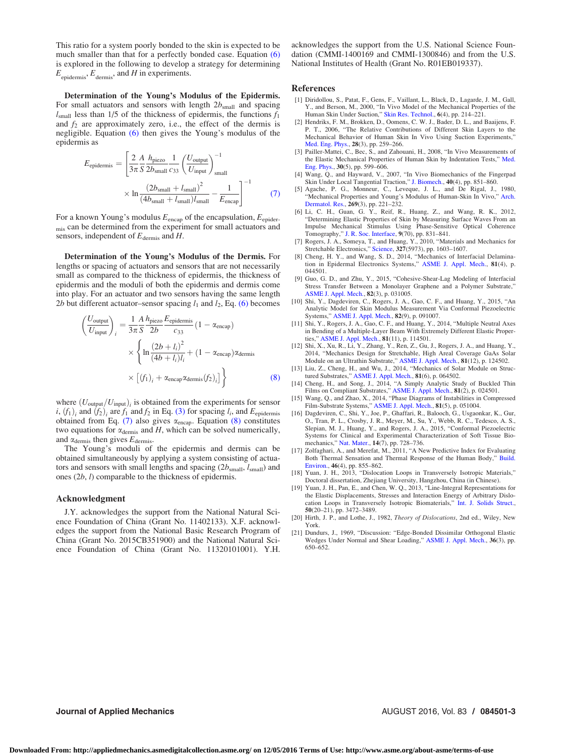This ratio for a system poorly bonded to the skin is expected to be much smaller than that for a perfectly bonded case. Equation (6) is explored in the following to develop a strategy for determining $E_{\text{epidermis}}$, $E_{\text{dermis}}$, and $H$ in experiments.

**Determination of the Young's Modulus of the Epidermis.** For small actuators and sensors with length $2b_{\text{small}}$ and spacing $l_{\text{small}}$ less than 1/5 of the thickness of epidermis, the functions $f_1$ and $f_2$ are approximately zero, i.e., the effect of the dermis is negligible. Equation (6) then gives the Young's modulus of the epidermis as

$$E_{\text{epidermis}} = \left[\frac{2}{3\pi}\frac{A}{S}\frac{h_{\text{piezo}}}{2b_{\text{small}}}\frac{1}{c_{33}}\left(\frac{U_{\text{output}}}{U_{\text{input}}}\right)^{-1}_{\text{small}} \times \ln\frac{(2b_{\text{small}}+l_{\text{small}})^2}{(4b_{\text{small}}+l_{\text{small}})l_{\text{small}}} - \frac{1}{E_{\text{encap}}}\right]^{-1} \quad (7)$$

For a known Young's modulus $E_{\text{encap}}$ of the encapsulation, $E_{\text{epidermis}}$ can be determined from the experiment for small actuators and sensors, independent of $E_{\text{dermis}}$ and $H$.

**Determination of the Young's Modulus of the Dermis.** For lengths or spacing of actuators and sensors that are not necessarily small as compared to the thickness of epidermis, the thickness of epidermis and the moduli of both the epidermis and dermis come into play. For an actuator and two sensors having the same length $2b$ but different actuator–sensor spacing $l_1$ and $l_2$, Eq. (6) becomes

$$\left(\frac{U_{\text{output}}}{U_{\text{input}}}\right)_i = \frac{1}{3\pi}\frac{A}{S}\frac{h_{\text{piezo}}}{2b}\frac{E_{\text{epidermis}}}{c_{33}}(1-\alpha_{\text{encap}}) \times \left\{\ln\frac{(2b+l_i)^2}{(4b+l_i)l_i} + (1-\alpha_{\text{encap}})\alpha_{\text{dermis}} \times \left[(f_1)_i + \alpha_{\text{encap}}\alpha_{\text{dermis}}(f_2)_i\right]\right\} \quad (8)$$

where $(U_{\text{output}}/U_{\text{input}})_i$ is obtained from the experiments for sensor $i$, $(f_1)_i$ and $(f_2)_i$ are $f_1$ and $f_2$ in Eq. (3) for spacing $l_i$, and $E_{\text{epidermis}}$ obtained from Eq. (7) also gives $\alpha_{\text{encap}}$. Equation (8) constitutes two equations for $\alpha_{\text{dermis}}$ and $H$, which can be solved numerically, and $\alpha_{\text{dermis}}$ then gives $E_{\text{dermis}}$.

The Young's moduli of the epidermis and dermis can be obtained simultaneously by applying a system consisting of actuators and sensors with small lengths and spacing ($2b_{\text{small}}$, $l_{\text{small}}$) and ones ($2b$, $l$) comparable to the thickness of epidermis.

## Acknowledgment

J.Y. acknowledges the support from the National Natural Science Foundation of China (Grant No. 11402133). X.F. acknowledges the support from the National Basic Research Program of China (Grant No. 2015CB351900) and the National Natural Science Foundation of China (Grant No. 11320101001). Y.H. acknowledges the support from the U.S. National Science Foundation (CMMI-1400169 and CMMI-1300846) and from the U.S. National Institutes of Health (Grant No. R01EB019337).

## References

[1] Diridollou, S., Patat, F., Gens, F., Vaillant, L., Black, D., Lagarde, J. M., Gall, Y., and Berson, M., 2000, "In Vivo Model of the Mechanical Properties of the Human Skin Under Suction," Skin Res. Technol., 6(4), pp. 214–221.

[2] Hendriks, F. M., Brokken, D., Oomens, C. W. J., Bader, D. L., and Baaijens, F. P. T., 2006, "The Relative Contributions of Different Skin Layers to the Mechanical Behavior of Human Skin In Vivo Using Suction Experiments," Med. Eng. Phys., 28(3), pp. 259–266.

[3] Pailler-Mattei, C., Bec, S., and Zahouani, H., 2008, "In Vivo Measurements of the Elastic Mechanical Properties of Human Skin by Indentation Tests," Med. Eng. Phys., 30(5), pp. 599–606.

[4] Wang, Q., and Hayward, V., 2007, "In Vivo Biomechanics of the Fingerpad Skin Under Local Tangential Traction," J. Biomech., 40(4), pp. 851–860.

[5] Agache, P. G., Monneur, C., Leveque, J. L., and De Rigal, J., 1980, "Mechanical Properties and Young's Modulus of Human-Skin In Vivo," Arch. Dermatol. Res., 269(3), pp. 221–232.

[6] Li, C. H., Guan, G. Y., Reif, R., Huang, Z., and Wang, R. K., 2012, "Determining Elastic Properties of Skin by Measuring Surface Waves From an Impulse Mechanical Stimulus Using Phase-Sensitive Optical Coherence Tomography," J. R. Soc. Interface, 9(70), pp. 831–841.

[7] Rogers, J. A., Someya, T., and Huang, Y., 2010, "Materials and Mechanics for Stretchable Electronics," Science, 327(5973), pp. 1603–1607.

[8] Cheng, H. Y., and Wang, S. D., 2014, "Mechanics of Interfacial Delamination in Epidermal Electronics Systems," ASME J. Appl. Mech., 81(4), p. 044501.

[9] Guo, G. D., and Zhu, Y., 2015, "Cohesive-Shear-Lag Modeling of Interfacial Stress Transfer Between a Monolayer Graphene and a Polymer Substrate," ASME J. Appl. Mech., 82(3), p. 031005.

[10] Shi, Y., Dagdeviren, C., Rogers, J. A., Gao, C. F., and Huang, Y., 2015, "An Analytic Model for Skin Modulus Measurement Via Conformal Piezoelectric Systems," ASME J. Appl. Mech., 82(9), p. 091007.

[11] Shi, Y., Rogers, J. A., Gao, C. F., and Huang, Y., 2014, "Multiple Neutral Axes in Bending of a Multiple-Layer Beam With Extremely Different Elastic Properties," ASME J. Appl. Mech., 81(11), p. 114501.

[12] Shi, X., Xu, R., Li, Y., Zhang, Y., Ren, Z., Gu, J., Rogers, J. A., and Huang, Y., 2014, "Mechanics Design for Stretchable, High Areal Coverage GaAs Solar Module on an Ultrathin Substrate," ASME J. Appl. Mech., 81(12), p. 124502.

[13] Liu, Z., Cheng, H., and Wu, J., 2014, "Mechanics of Solar Module on Structured Substrates," ASME J. Appl. Mech., 81(6), p. 064502.

[14] Cheng, H., and Song, J., 2014, "A Simply Analytic Study of Buckled Thin Films on Compliant Substrates," ASME J. Appl. Mech., 81(2), p. 024501.

[15] Wang, Q., and Zhao, X., 2014, "Phase Diagrams of Instabilities in Compressed Film-Substrate Systems," ASME J. Appl. Mech., 81(5), p. 051004.

[16] Dagdeviren, C., Shi, Y., Joe, P., Ghaffari, R., Balooch, G., Usgaonkar, K., Gur, O., Tran, P. L., Crosby, J. R., Meyer, M., Su, Y., Webb, R. C., Tedesco, A. S., Slepian, M. J., Huang, Y., and Rogers, J. A., 2015, "Conformal Piezoelectric Systems for Clinical and Experimental Characterization of Soft Tissue Biomechanics," Nat. Mater., 14(7), pp. 728–736.

[17] Zolfaghari, A., and Merefat, M., 2011, "A New Predictive Index for Evaluating Both Thermal Sensation and Thermal Response of the Human Body," Build. Environ., 46(4), pp. 855–862.

[18] Yuan, J. H., 2013, "Dislocation Loops in Transversely Isotropic Materials," Doctoral dissertation, Zhejiang University, Hangzhou, China (in Chinese).

[19] Yuan, J. H., Pan, E., and Chen, W. Q., 2013, "Line-Integral Representations for the Elastic Displacements, Stresses and Interaction Energy of Arbitrary Dislocation Loops in Transversely Isotropic Biomaterials," Int. J. Solids Struct., 50(20–21), pp. 3472–3489.

[20] Hirth, J. P., and Lothe, J., 1982, *Theory of Dislocations*, 2nd ed., Wiley, New York.

[21] Dundurs, J., 1969, "Discussion: "Edge-Bonded Dissimilar Orthogonal Elastic Wedges Under Normal and Shear Loading," ASME J. Appl. Mech., 36(3), pp. 650–652.